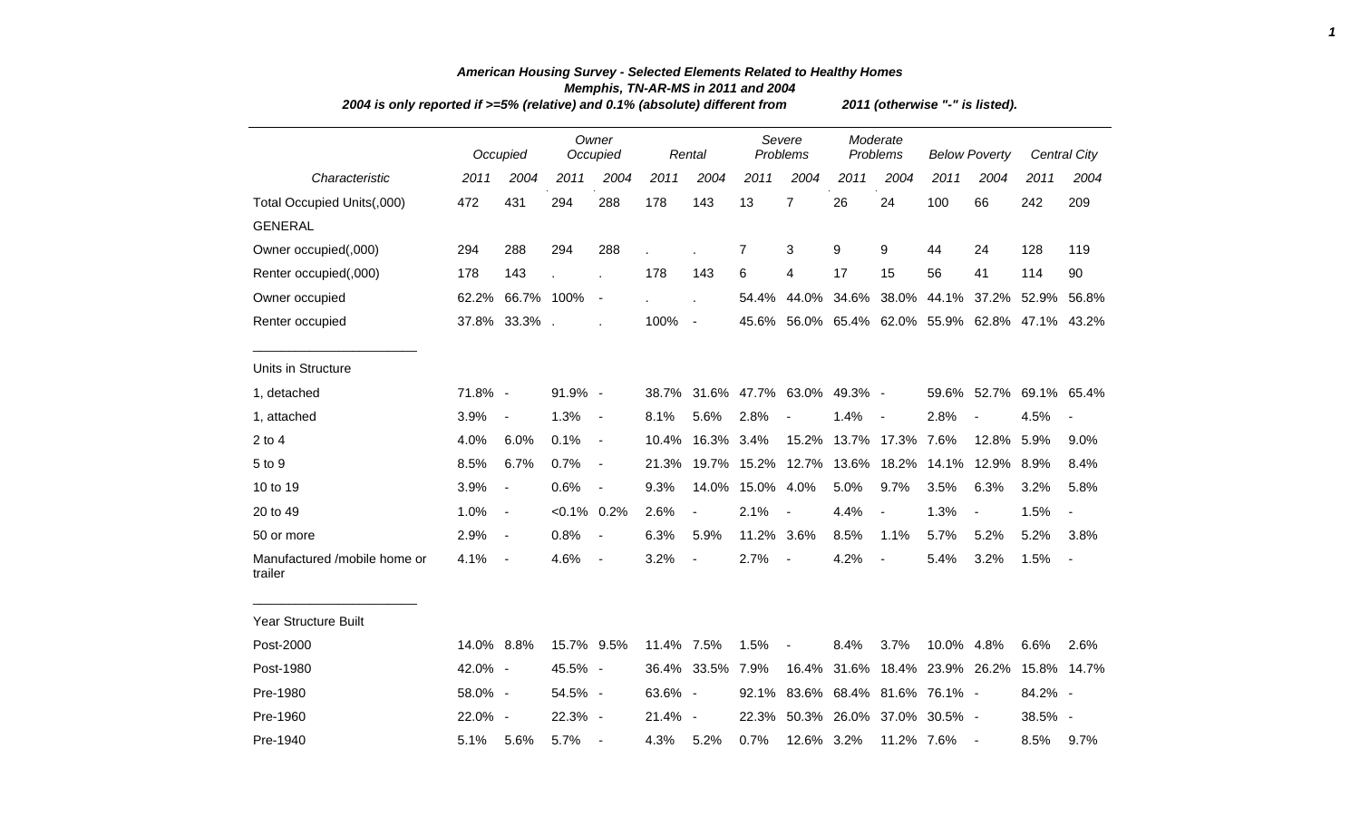***American Housing Survey - Selected Elements Related to Healthy Homes***
***Memphis, TN-AR-MS in 2011 and 2004***
***2004 is only reported if >=5% (relative) and 0.1% (absolute) different from 2011 (otherwise "-" is listed).***

| | *Occupied* | | *Owner Occupied* | | *Rental* | | *Severe Problems* | | *Moderate Problems* | | *Below Poverty* | | *Central City* | |
|---|---|---|---|---|---|---|---|---|---|---|---|---|---|---|
| *Characteristic* | *2011* | *2004* | *2011* | *2004* | *2011* | *2004* | *2011* | *2004* | *2011* | *2004* | *2011* | *2004* | *2011* | *2004* |
| Total Occupied Units(,000) | 472 | 431 | 294 | 288 | 178 | 143 | 13 | 7 | 26 | 24 | 100 | 66 | 242 | 209 |
| GENERAL | | | | | | | | | | | | | | |
| Owner occupied(,000) | 294 | 288 | 294 | 288 | . | . | 7 | 3 | 9 | 9 | 44 | 24 | 128 | 119 |
| Renter occupied(,000) | 178 | 143 | . | . | 178 | 143 | 6 | 4 | 17 | 15 | 56 | 41 | 114 | 90 |
| Owner occupied | 62.2% | 66.7% | 100% | - | . | . | 54.4% | 44.0% | 34.6% | 38.0% | 44.1% | 37.2% | 52.9% | 56.8% |
| Renter occupied | 37.8% | 33.3% | . | . | 100% | - | 45.6% | 56.0% | 65.4% | 62.0% | 55.9% | 62.8% | 47.1% | 43.2% |
| Units in Structure | | | | | | | | | | | | | | |
| 1, detached | 71.8% | - | 91.9% | - | 38.7% | 31.6% | 47.7% | 63.0% | 49.3% | - | 59.6% | 52.7% | 69.1% | 65.4% |
| 1, attached | 3.9% | - | 1.3% | - | 8.1% | 5.6% | 2.8% | - | 1.4% | - | 2.8% | - | 4.5% | - |
| 2 to 4 | 4.0% | 6.0% | 0.1% | - | 10.4% | 16.3% | 3.4% | 15.2% | 13.7% | 17.3% | 7.6% | 12.8% | 5.9% | 9.0% |
| 5 to 9 | 8.5% | 6.7% | 0.7% | - | 21.3% | 19.7% | 15.2% | 12.7% | 13.6% | 18.2% | 14.1% | 12.9% | 8.9% | 8.4% |
| 10 to 19 | 3.9% | - | 0.6% | - | 9.3% | 14.0% | 15.0% | 4.0% | 5.0% | 9.7% | 3.5% | 6.3% | 3.2% | 5.8% |
| 20 to 49 | 1.0% | - | <0.1% | 0.2% | 2.6% | - | 2.1% | - | 4.4% | - | 1.3% | - | 1.5% | - |
| 50 or more | 2.9% | - | 0.8% | - | 6.3% | 5.9% | 11.2% | 3.6% | 8.5% | 1.1% | 5.7% | 5.2% | 5.2% | 3.8% |
| Manufactured /mobile home or trailer | 4.1% | - | 4.6% | - | 3.2% | - | 2.7% | - | 4.2% | - | 5.4% | 3.2% | 1.5% | - |
| Year Structure Built | | | | | | | | | | | | | | |
| Post-2000 | 14.0% | 8.8% | 15.7% | 9.5% | 11.4% | 7.5% | 1.5% | - | 8.4% | 3.7% | 10.0% | 4.8% | 6.6% | 2.6% |
| Post-1980 | 42.0% | - | 45.5% | - | 36.4% | 33.5% | 7.9% | 16.4% | 31.6% | 18.4% | 23.9% | 26.2% | 15.8% | 14.7% |
| Pre-1980 | 58.0% | - | 54.5% | - | 63.6% | - | 92.1% | 83.6% | 68.4% | 81.6% | 76.1% | - | 84.2% | - |
| Pre-1960 | 22.0% | - | 22.3% | - | 21.4% | - | 22.3% | 50.3% | 26.0% | 37.0% | 30.5% | - | 38.5% | - |
| Pre-1940 | 5.1% | 5.6% | 5.7% | - | 4.3% | 5.2% | 0.7% | 12.6% | 3.2% | 11.2% | 7.6% | - | 8.5% | 9.7% |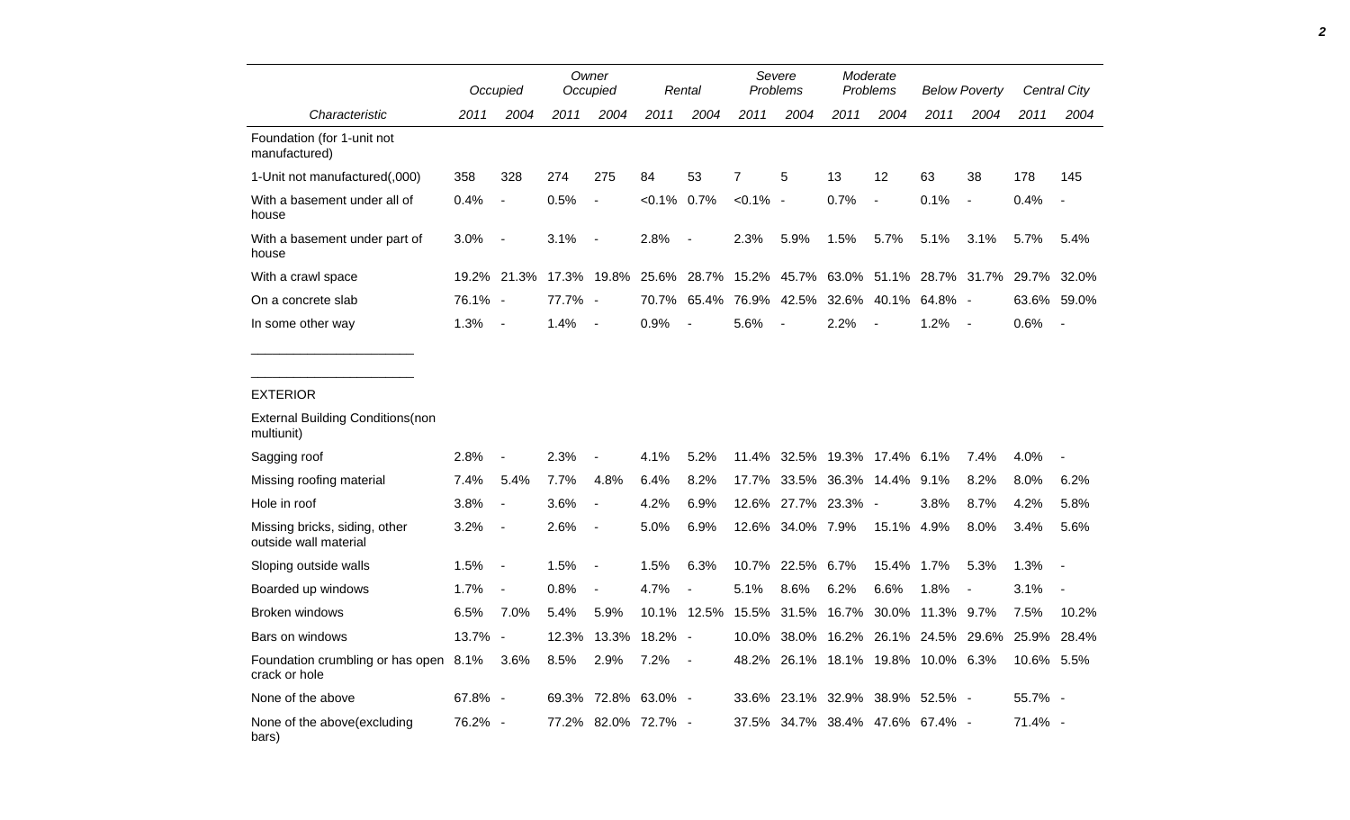| Characteristic | Occupied | | Owner Occupied | | Rental | | Severe Problems | | Moderate Problems | | Below Poverty | | Central City | |
|---|---|---|---|---|---|---|---|---|---|---|---|---|---|---|
| | 2011 | 2004 | 2011 | 2004 | 2011 | 2004 | 2011 | 2004 | 2011 | 2004 | 2011 | 2004 | 2011 | 2004 |
| Foundation (for 1-unit not manufactured) | | | | | | | | | | | | | | |
| 1-Unit not manufactured(,000) | 358 | 328 | 274 | 275 | 84 | 53 | 7 | 5 | 13 | 12 | 63 | 38 | 178 | 145 |
| With a basement under all of house | 0.4% | - | 0.5% | - | <0.1% | 0.7% | <0.1% | - | 0.7% | - | 0.1% | - | 0.4% | - |
| With a basement under part of house | 3.0% | - | 3.1% | - | 2.8% | - | 2.3% | 5.9% | 1.5% | 5.7% | 5.1% | 3.1% | 5.7% | 5.4% |
| With a crawl space | 19.2% | 21.3% | 17.3% | 19.8% | 25.6% | 28.7% | 15.2% | 45.7% | 63.0% | 51.1% | 28.7% | 31.7% | 29.7% | 32.0% |
| On a concrete slab | 76.1% | - | 77.7% | - | 70.7% | 65.4% | 76.9% | 42.5% | 32.6% | 40.1% | 64.8% | - | 63.6% | 59.0% |
| In some other way | 1.3% | - | 1.4% | - | 0.9% | - | 5.6% | - | 2.2% | - | 1.2% | - | 0.6% | - |
| EXTERIOR | | | | | | | | | | | | | | |
| External Building Conditions(non multiunit) | | | | | | | | | | | | | | |
| Sagging roof | 2.8% | - | 2.3% | - | 4.1% | 5.2% | 11.4% | 32.5% | 19.3% | 17.4% | 6.1% | 7.4% | 4.0% | - |
| Missing roofing material | 7.4% | 5.4% | 7.7% | 4.8% | 6.4% | 8.2% | 17.7% | 33.5% | 36.3% | 14.4% | 9.1% | 8.2% | 8.0% | 6.2% |
| Hole in roof | 3.8% | - | 3.6% | - | 4.2% | 6.9% | 12.6% | 27.7% | 23.3% | - | 3.8% | 8.7% | 4.2% | 5.8% |
| Missing bricks, siding, other outside wall material | 3.2% | - | 2.6% | - | 5.0% | 6.9% | 12.6% | 34.0% | 7.9% | 15.1% | 4.9% | 8.0% | 3.4% | 5.6% |
| Sloping outside walls | 1.5% | - | 1.5% | - | 1.5% | 6.3% | 10.7% | 22.5% | 6.7% | 15.4% | 1.7% | 5.3% | 1.3% | - |
| Boarded up windows | 1.7% | - | 0.8% | - | 4.7% | - | 5.1% | 8.6% | 6.2% | 6.6% | 1.8% | - | 3.1% | - |
| Broken windows | 6.5% | 7.0% | 5.4% | 5.9% | 10.1% | 12.5% | 15.5% | 31.5% | 16.7% | 30.0% | 11.3% | 9.7% | 7.5% | 10.2% |
| Bars on windows | 13.7% | - | 12.3% | 13.3% | 18.2% | - | 10.0% | 38.0% | 16.2% | 26.1% | 24.5% | 29.6% | 25.9% | 28.4% |
| Foundation crumbling or has open crack or hole | 8.1% | 3.6% | 8.5% | 2.9% | 7.2% | - | 48.2% | 26.1% | 18.1% | 19.8% | 10.0% | 6.3% | 10.6% | 5.5% |
| None of the above | 67.8% | - | 69.3% | 72.8% | 63.0% | - | 33.6% | 23.1% | 32.9% | 38.9% | 52.5% | - | 55.7% | - |
| None of the above(excluding bars) | 76.2% | - | 77.2% | 82.0% | 72.7% | - | 37.5% | 34.7% | 38.4% | 47.6% | 67.4% | - | 71.4% | - |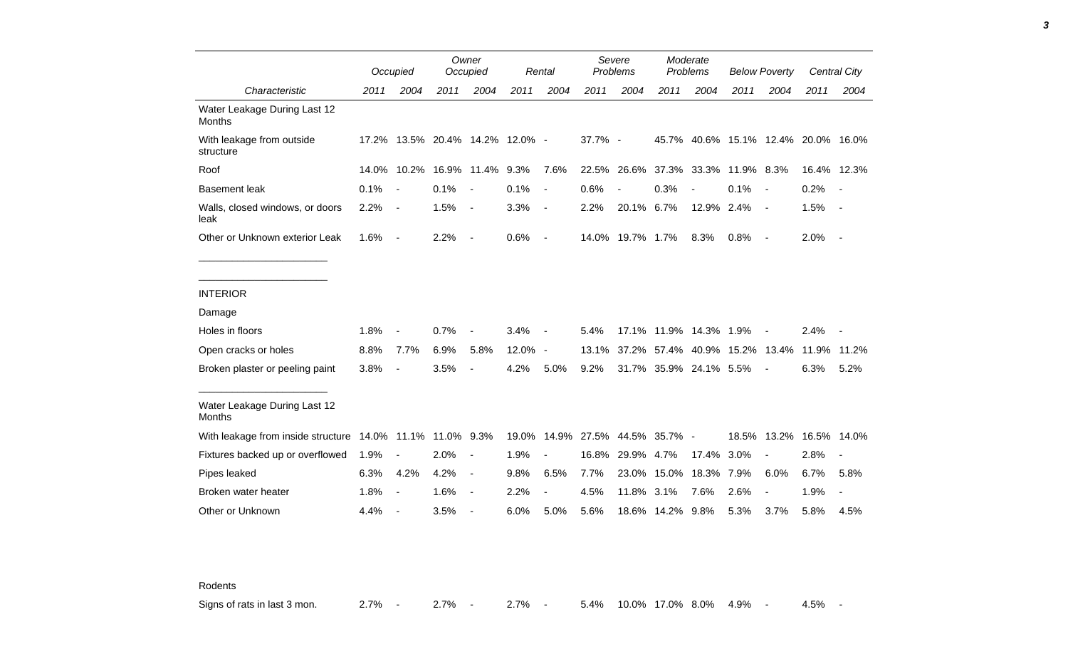| Characteristic | Occupied 2011 | Occupied 2004 | Owner Occupied 2011 | Owner Occupied 2004 | Rental 2011 | Rental 2004 | Severe Problems 2011 | Severe Problems 2004 | Moderate Problems 2011 | Moderate Problems 2004 | Below Poverty 2011 | Below Poverty 2004 | Central City 2011 | Central City 2004 |
|---|---|---|---|---|---|---|---|---|---|---|---|---|---|---|
| Water Leakage During Last 12 Months | | | | | | | | | | | | | | |
| With leakage from outside structure | 17.2% | 13.5% | 20.4% | 14.2% | 12.0% | - | 37.7% | - | 45.7% | 40.6% | 15.1% | 12.4% | 20.0% | 16.0% |
| Roof | 14.0% | 10.2% | 16.9% | 11.4% | 9.3% | 7.6% | 22.5% | 26.6% | 37.3% | 33.3% | 11.9% | 8.3% | 16.4% | 12.3% |
| Basement leak | 0.1% | - | 0.1% | - | 0.1% | - | 0.6% | - | 0.3% | - | 0.1% | - | 0.2% | - |
| Walls, closed windows, or doors leak | 2.2% | - | 1.5% | - | 3.3% | - | 2.2% | 20.1% | 6.7% | 12.9% | 2.4% | - | 1.5% | - |
| Other or Unknown exterior Leak | 1.6% | - | 2.2% | - | 0.6% | - | 14.0% | 19.7% | 1.7% | 8.3% | 0.8% | - | 2.0% | - |
| INTERIOR | | | | | | | | | | | | | | |
| Damage | | | | | | | | | | | | | | |
| Holes in floors | 1.8% | - | 0.7% | - | 3.4% | - | 5.4% | 17.1% | 11.9% | 14.3% | 1.9% | - | 2.4% | - |
| Open cracks or holes | 8.8% | 7.7% | 6.9% | 5.8% | 12.0% | - | 13.1% | 37.2% | 57.4% | 40.9% | 15.2% | 13.4% | 11.9% | 11.2% |
| Broken plaster or peeling paint | 3.8% | - | 3.5% | - | 4.2% | 5.0% | 9.2% | 31.7% | 35.9% | 24.1% | 5.5% | - | 6.3% | 5.2% |
| Water Leakage During Last 12 Months | | | | | | | | | | | | | | |
| With leakage from inside structure | 14.0% | 11.1% | 11.0% | 9.3% | 19.0% | 14.9% | 27.5% | 44.5% | 35.7% | - | 18.5% | 13.2% | 16.5% | 14.0% |
| Fixtures backed up or overflowed | 1.9% | - | 2.0% | - | 1.9% | - | 16.8% | 29.9% | 4.7% | 17.4% | 3.0% | - | 2.8% | - |
| Pipes leaked | 6.3% | 4.2% | 4.2% | - | 9.8% | 6.5% | 7.7% | 23.0% | 15.0% | 18.3% | 7.9% | 6.0% | 6.7% | 5.8% |
| Broken water heater | 1.8% | - | 1.6% | - | 2.2% | - | 4.5% | 11.8% | 3.1% | 7.6% | 2.6% | - | 1.9% | - |
| Other or Unknown | 4.4% | - | 3.5% | - | 6.0% | 5.0% | 5.6% | 18.6% | 14.2% | 9.8% | 5.3% | 3.7% | 5.8% | 4.5% |
| Rodents | | | | | | | | | | | | | | |
| Signs of rats in last 3 mon. | 2.7% | - | 2.7% | - | 2.7% | - | 5.4% | 10.0% | 17.0% | 8.0% | 4.9% | - | 4.5% | - |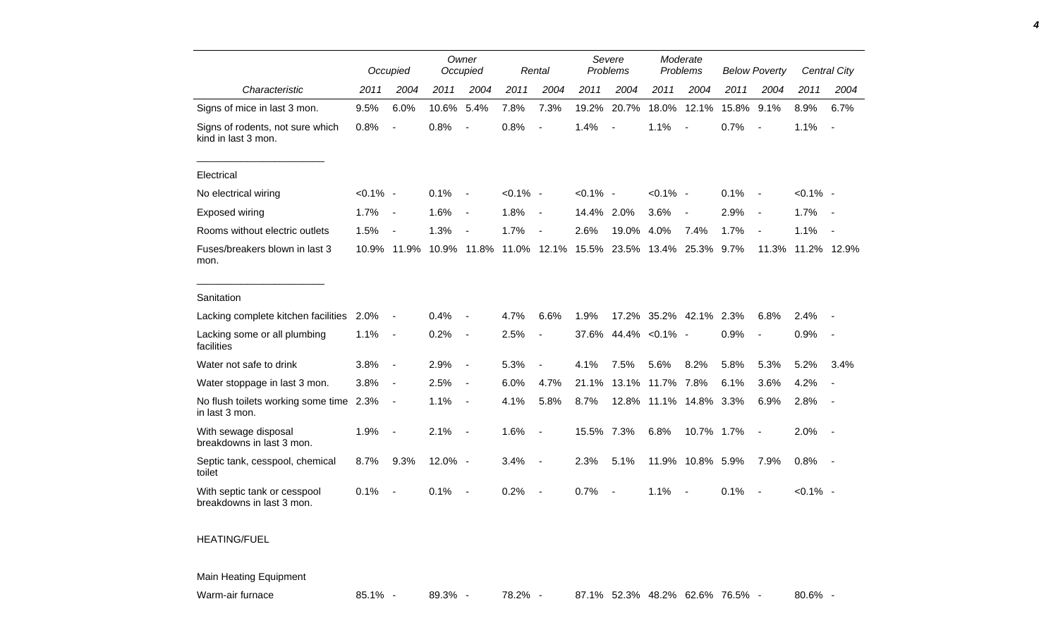| Characteristic | Occupied | | Owner Occupied | | Rental | | Severe Problems | | Moderate Problems | | Below Poverty | | Central City | |
|---|---|---|---|---|---|---|---|---|---|---|---|---|---|---|
| | 2011 | 2004 | 2011 | 2004 | 2011 | 2004 | 2011 | 2004 | 2011 | 2004 | 2011 | 2004 | 2011 | 2004 |
| Signs of mice in last 3 mon. | 9.5% | 6.0% | 10.6% | 5.4% | 7.8% | 7.3% | 19.2% | 20.7% | 18.0% | 12.1% | 15.8% | 9.1% | 8.9% | 6.7% |
| Signs of rodents, not sure which kind in last 3 mon. | 0.8% | - | 0.8% | - | 0.8% | - | 1.4% | - | 1.1% | - | 0.7% | - | 1.1% | - |
| Electrical | | | | | | | | | | | | | | |
| No electrical wiring | <0.1% | - | 0.1% | - | <0.1% | - | <0.1% | - | <0.1% | - | 0.1% | - | <0.1% | - |
| Exposed wiring | 1.7% | - | 1.6% | - | 1.8% | - | 14.4% | 2.0% | 3.6% | - | 2.9% | - | 1.7% | - |
| Rooms without electric outlets | 1.5% | - | 1.3% | - | 1.7% | - | 2.6% | 19.0% | 4.0% | 7.4% | 1.7% | - | 1.1% | - |
| Fuses/breakers blown in last 3 mon. | 10.9% | 11.9% | 10.9% | 11.8% | 11.0% | 12.1% | 15.5% | 23.5% | 13.4% | 25.3% | 9.7% | 11.3% | 11.2% | 12.9% |
| Sanitation | | | | | | | | | | | | | | |
| Lacking complete kitchen facilities | 2.0% | - | 0.4% | - | 4.7% | 6.6% | 1.9% | 17.2% | 35.2% | 42.1% | 2.3% | 6.8% | 2.4% | - |
| Lacking some or all plumbing facilities | 1.1% | - | 0.2% | - | 2.5% | - | 37.6% | 44.4% | <0.1% | - | 0.9% | - | 0.9% | - |
| Water not safe to drink | 3.8% | - | 2.9% | - | 5.3% | - | 4.1% | 7.5% | 5.6% | 8.2% | 5.8% | 5.3% | 5.2% | 3.4% |
| Water stoppage in last 3 mon. | 3.8% | - | 2.5% | - | 6.0% | 4.7% | 21.1% | 13.1% | 11.7% | 7.8% | 6.1% | 3.6% | 4.2% | - |
| No flush toilets working some time in last 3 mon. | 2.3% | - | 1.1% | - | 4.1% | 5.8% | 8.7% | 12.8% | 11.1% | 14.8% | 3.3% | 6.9% | 2.8% | - |
| With sewage disposal breakdowns in last 3 mon. | 1.9% | - | 2.1% | - | 1.6% | - | 15.5% | 7.3% | 6.8% | 10.7% | 1.7% | - | 2.0% | - |
| Septic tank, cesspool, chemical toilet | 8.7% | 9.3% | 12.0% | - | 3.4% | - | 2.3% | 5.1% | 11.9% | 10.8% | 5.9% | 7.9% | 0.8% | - |
| With septic tank or cesspool breakdowns in last 3 mon. | 0.1% | - | 0.1% | - | 0.2% | - | 0.7% | - | 1.1% | - | 0.1% | - | <0.1% | - |
| HEATING/FUEL | | | | | | | | | | | | | | |
| Main Heating Equipment | | | | | | | | | | | | | | |
| Warm-air furnace | 85.1% | - | 89.3% | - | 78.2% | - | 87.1% | 52.3% | 48.2% | 62.6% | 76.5% | - | 80.6% | - |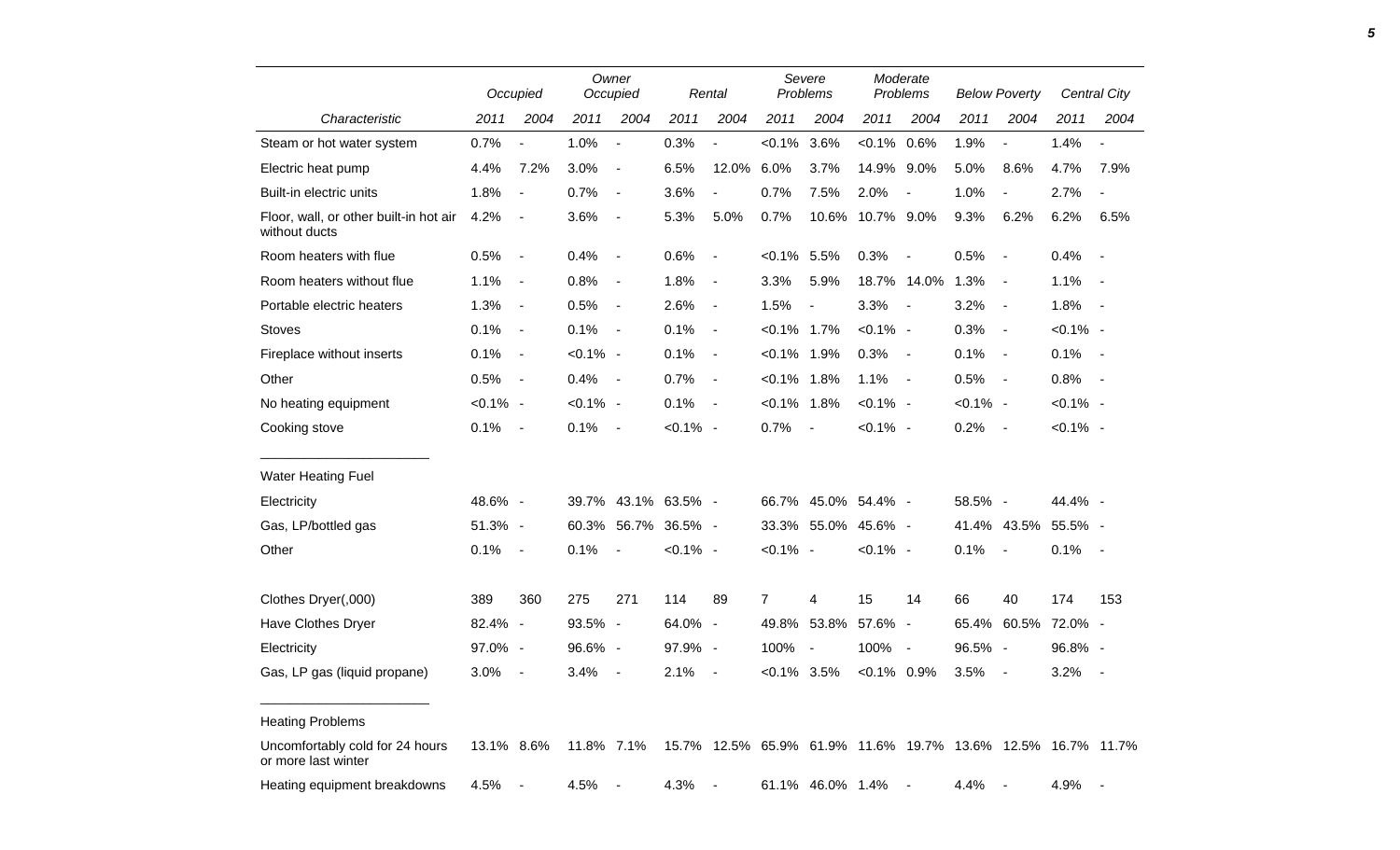| | Occupied | | Owner Occupied | | Rental | | Severe Problems | | Moderate Problems | | Below Poverty | | Central City | |
|---|---|---|---|---|---|---|---|---|---|---|---|---|---|---|
| Characteristic | 2011 | 2004 | 2011 | 2004 | 2011 | 2004 | 2011 | 2004 | 2011 | 2004 | 2011 | 2004 | 2011 | 2004 |
| Steam or hot water system | 0.7% | - | 1.0% | - | 0.3% | - | <0.1% | 3.6% | <0.1% | 0.6% | 1.9% | - | 1.4% | - |
| Electric heat pump | 4.4% | 7.2% | 3.0% | - | 6.5% | 12.0% | 6.0% | 3.7% | 14.9% | 9.0% | 5.0% | 8.6% | 4.7% | 7.9% |
| Built-in electric units | 1.8% | - | 0.7% | - | 3.6% | - | 0.7% | 7.5% | 2.0% | - | 1.0% | - | 2.7% | - |
| Floor, wall, or other built-in hot air without ducts | 4.2% | - | 3.6% | - | 5.3% | 5.0% | 0.7% | 10.6% | 10.7% | 9.0% | 9.3% | 6.2% | 6.2% | 6.5% |
| Room heaters with flue | 0.5% | - | 0.4% | - | 0.6% | - | <0.1% | 5.5% | 0.3% | - | 0.5% | - | 0.4% | - |
| Room heaters without flue | 1.1% | - | 0.8% | - | 1.8% | - | 3.3% | 5.9% | 18.7% | 14.0% | 1.3% | - | 1.1% | - |
| Portable electric heaters | 1.3% | - | 0.5% | - | 2.6% | - | 1.5% | - | 3.3% | - | 3.2% | - | 1.8% | - |
| Stoves | 0.1% | - | 0.1% | - | 0.1% | - | <0.1% | 1.7% | <0.1% | - | 0.3% | - | <0.1% | - |
| Fireplace without inserts | 0.1% | - | <0.1% | - | 0.1% | - | <0.1% | 1.9% | 0.3% | - | 0.1% | - | 0.1% | - |
| Other | 0.5% | - | 0.4% | - | 0.7% | - | <0.1% | 1.8% | 1.1% | - | 0.5% | - | 0.8% | - |
| No heating equipment | <0.1% | - | <0.1% | - | 0.1% | - | <0.1% | 1.8% | <0.1% | - | <0.1% | - | <0.1% | - |
| Cooking stove | 0.1% | - | 0.1% | - | <0.1% | - | 0.7% | - | <0.1% | - | 0.2% | - | <0.1% | - |
| Water Heating Fuel | | | | | | | | | | | | | | |
| Electricity | 48.6% | - | 39.7% | 43.1% | 63.5% | - | 66.7% | 45.0% | 54.4% | - | 58.5% | - | 44.4% | - |
| Gas, LP/bottled gas | 51.3% | - | 60.3% | 56.7% | 36.5% | - | 33.3% | 55.0% | 45.6% | - | 41.4% | 43.5% | 55.5% | - |
| Other | 0.1% | - | 0.1% | - | <0.1% | - | <0.1% | - | <0.1% | - | 0.1% | - | 0.1% | - |
| Clothes Dryer(,000) | 389 | 360 | 275 | 271 | 114 | 89 | 7 | 4 | 15 | 14 | 66 | 40 | 174 | 153 |
| Have Clothes Dryer | 82.4% | - | 93.5% | - | 64.0% | - | 49.8% | 53.8% | 57.6% | - | 65.4% | 60.5% | 72.0% | - |
| Electricity | 97.0% | - | 96.6% | - | 97.9% | - | 100% | - | 100% | - | 96.5% | - | 96.8% | - |
| Gas, LP gas (liquid propane) | 3.0% | - | 3.4% | - | 2.1% | - | <0.1% | 3.5% | <0.1% | 0.9% | 3.5% | - | 3.2% | - |
| Heating Problems | | | | | | | | | | | | | | |
| Uncomfortably cold for 24 hours or more last winter | 13.1% | 8.6% | 11.8% | 7.1% | 15.7% | 12.5% | 65.9% | 61.9% | 11.6% | 19.7% | 13.6% | 12.5% | 16.7% | 11.7% |
| Heating equipment breakdowns | 4.5% | - | 4.5% | - | 4.3% | - | 61.1% | 46.0% | 1.4% | - | 4.4% | - | 4.9% | - |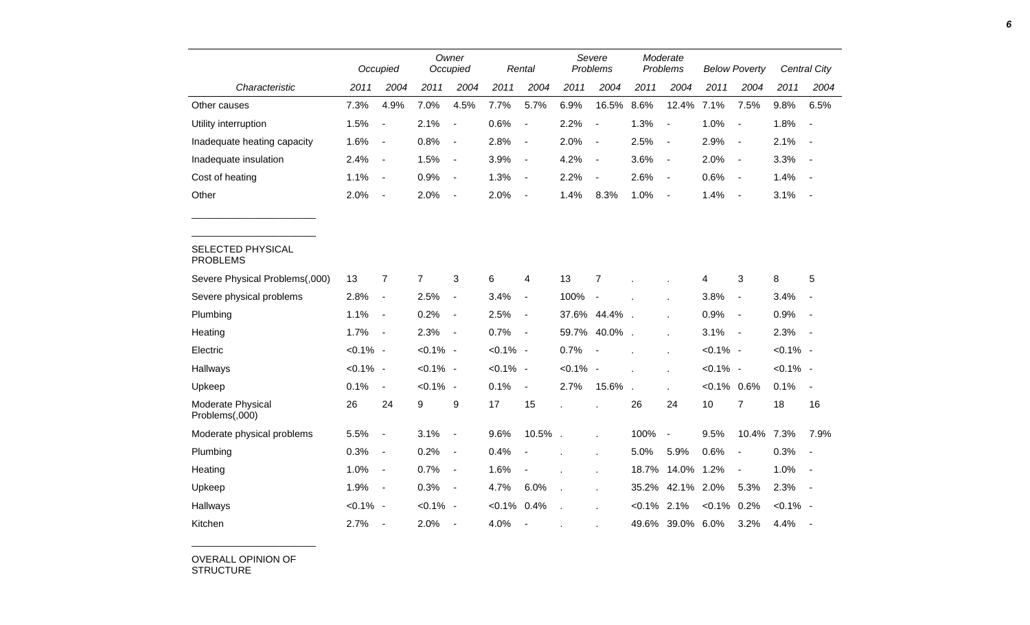| Characteristic | Occupied | | Owner Occupied | | Rental | | Severe Problems | | Moderate Problems | | Below Poverty | | Central City | |
|---|---|---|---|---|---|---|---|---|---|---|---|---|---|---|
| | 2011 | 2004 | 2011 | 2004 | 2011 | 2004 | 2011 | 2004 | 2011 | 2004 | 2011 | 2004 | 2011 | 2004 |
| Other causes | 7.3% | 4.9% | 7.0% | 4.5% | 7.7% | 5.7% | 6.9% | 16.5% | 8.6% | 12.4% | 7.1% | 7.5% | 9.8% | 6.5% |
| Utility interruption | 1.5% | - | 2.1% | - | 0.6% | - | 2.2% | - | 1.3% | - | 1.0% | - | 1.8% | - |
| Inadequate heating capacity | 1.6% | - | 0.8% | - | 2.8% | - | 2.0% | - | 2.5% | - | 2.9% | - | 2.1% | - |
| Inadequate insulation | 2.4% | - | 1.5% | - | 3.9% | - | 4.2% | - | 3.6% | - | 2.0% | - | 3.3% | - |
| Cost of heating | 1.1% | - | 0.9% | - | 1.3% | - | 2.2% | - | 2.6% | - | 0.6% | - | 1.4% | - |
| Other | 2.0% | - | 2.0% | - | 2.0% | - | 1.4% | 8.3% | 1.0% | - | 1.4% | - | 3.1% | - |
| SELECTED PHYSICAL PROBLEMS | | | | | | | | | | | | | | |
| Severe Physical Problems(,000) | 13 | 7 | 7 | 3 | 6 | 4 | 13 | 7 | . | . | 4 | 3 | 8 | 5 |
| Severe physical problems | 2.8% | - | 2.5% | - | 3.4% | - | 100% | - | . | . | 3.8% | - | 3.4% | - |
| Plumbing | 1.1% | - | 0.2% | - | 2.5% | - | 37.6% | 44.4% | . | . | 0.9% | - | 0.9% | - |
| Heating | 1.7% | - | 2.3% | - | 0.7% | - | 59.7% | 40.0% | . | . | 3.1% | - | 2.3% | - |
| Electric | <0.1% | - | <0.1% | - | <0.1% | - | 0.7% | - | . | . | <0.1% | - | <0.1% | - |
| Hallways | <0.1% | - | <0.1% | - | <0.1% | - | <0.1% | - | . | . | <0.1% | - | <0.1% | - |
| Upkeep | 0.1% | - | <0.1% | - | 0.1% | - | 2.7% | 15.6% | . | . | <0.1% | 0.6% | 0.1% | - |
| Moderate Physical Problems(,000) | 26 | 24 | 9 | 9 | 17 | 15 | . | . | 26 | 24 | 10 | 7 | 18 | 16 |
| Moderate physical problems | 5.5% | - | 3.1% | - | 9.6% | 10.5% | . | . | 100% | - | 9.5% | 10.4% | 7.3% | 7.9% |
| Plumbing | 0.3% | - | 0.2% | - | 0.4% | - | . | . | 5.0% | 5.9% | 0.6% | - | 0.3% | - |
| Heating | 1.0% | - | 0.7% | - | 1.6% | - | . | . | 18.7% | 14.0% | 1.2% | - | 1.0% | - |
| Upkeep | 1.9% | - | 0.3% | - | 4.7% | 6.0% | . | . | 35.2% | 42.1% | 2.0% | 5.3% | 2.3% | - |
| Hallways | <0.1% | - | <0.1% | - | <0.1% | 0.4% | . | . | <0.1% | 2.1% | <0.1% | 0.2% | <0.1% | - |
| Kitchen | 2.7% | - | 2.0% | - | 4.0% | - | . | . | 49.6% | 39.0% | 6.0% | 3.2% | 4.4% | - |

OVERALL OPINION OF STRUCTURE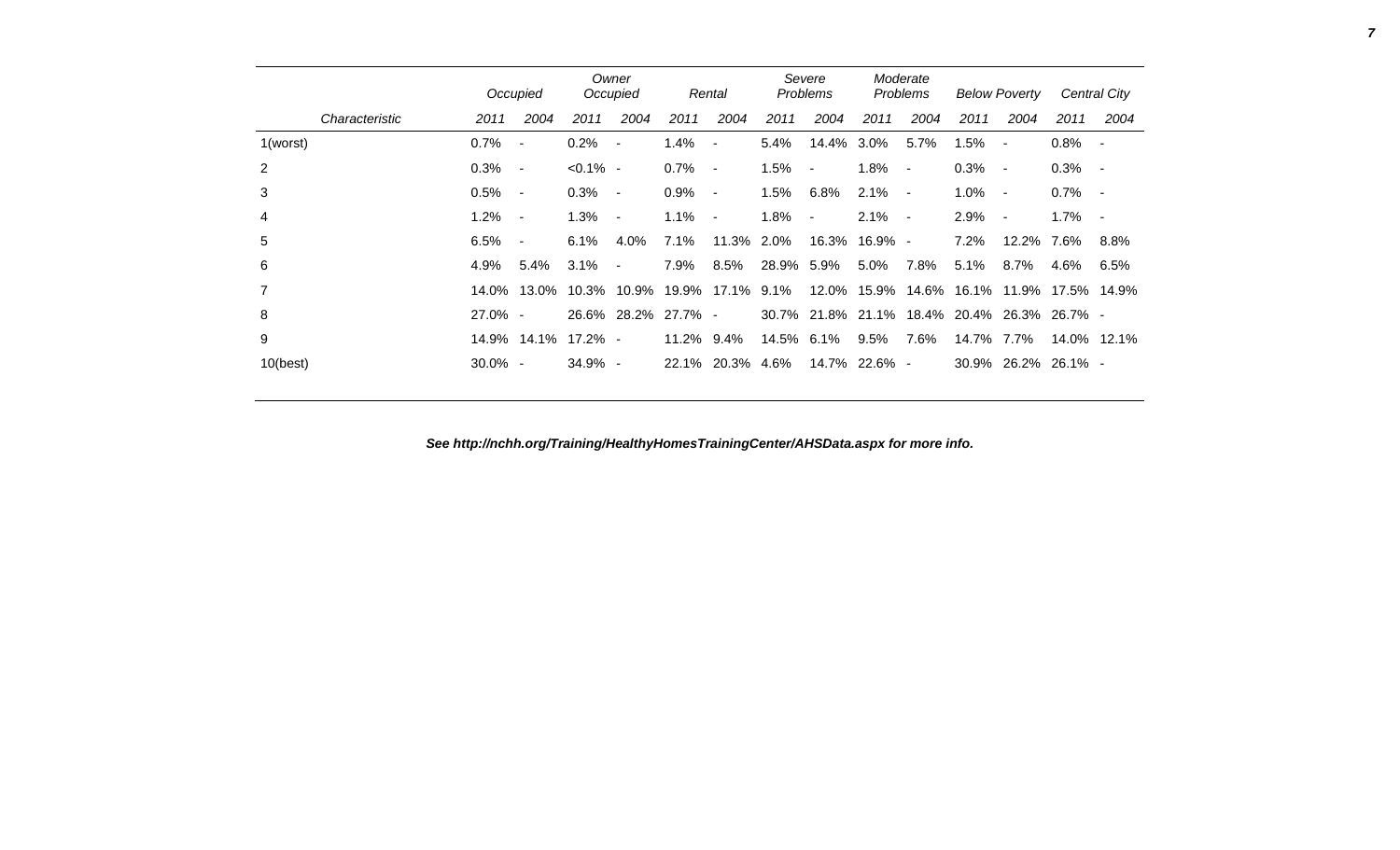| | Occupied | | Owner Occupied | | Rental | | Severe Problems | | Moderate Problems | | Below Poverty | | Central City | |
|---|---|---|---|---|---|---|---|---|---|---|---|---|---|---|
| Characteristic | 2011 | 2004 | 2011 | 2004 | 2011 | 2004 | 2011 | 2004 | 2011 | 2004 | 2011 | 2004 | 2011 | 2004 |
| 1(worst) | 0.7% | - | 0.2% | - | 1.4% | - | 5.4% | 14.4% | 3.0% | 5.7% | 1.5% | - | 0.8% | - |
| 2 | 0.3% | - | <0.1% | - | 0.7% | - | 1.5% | - | 1.8% | - | 0.3% | - | 0.3% | - |
| 3 | 0.5% | - | 0.3% | - | 0.9% | - | 1.5% | 6.8% | 2.1% | - | 1.0% | - | 0.7% | - |
| 4 | 1.2% | - | 1.3% | - | 1.1% | - | 1.8% | - | 2.1% | - | 2.9% | - | 1.7% | - |
| 5 | 6.5% | - | 6.1% | 4.0% | 7.1% | 11.3% | 2.0% | 16.3% | 16.9% | - | 7.2% | 12.2% | 7.6% | 8.8% |
| 6 | 4.9% | 5.4% | 3.1% | - | 7.9% | 8.5% | 28.9% | 5.9% | 5.0% | 7.8% | 5.1% | 8.7% | 4.6% | 6.5% |
| 7 | 14.0% | 13.0% | 10.3% | 10.9% | 19.9% | 17.1% | 9.1% | 12.0% | 15.9% | 14.6% | 16.1% | 11.9% | 17.5% | 14.9% |
| 8 | 27.0% | - | 26.6% | 28.2% | 27.7% | - | 30.7% | 21.8% | 21.1% | 18.4% | 20.4% | 26.3% | 26.7% | - |
| 9 | 14.9% | 14.1% | 17.2% | - | 11.2% | 9.4% | 14.5% | 6.1% | 9.5% | 7.6% | 14.7% | 7.7% | 14.0% | 12.1% |
| 10(best) | 30.0% | - | 34.9% | - | 22.1% | 20.3% | 4.6% | 14.7% | 22.6% | - | 30.9% | 26.2% | 26.1% | - |

***See http://nchh.org/Training/HealthyHomesTrainingCenter/AHSData.aspx for more info.***